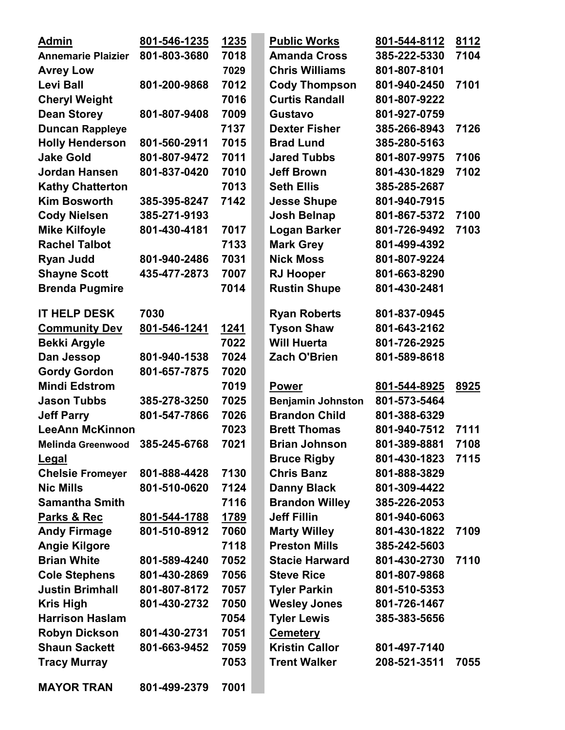| Name | Phone | Ext. |
|---|---|---|
| **Admin** | **801-546-1235** | **1235** |
| Annemarie Plaizier | 801-803-3680 | 7018 |
| Avrey Low | | 7029 |
| Levi Ball | 801-200-9868 | 7012 |
| Cheryl Weight | | 7016 |
| Dean Storey | 801-807-9408 | 7009 |
| Duncan Rappleye | | 7137 |
| Holly Henderson | 801-560-2911 | 7015 |
| Jake Gold | 801-807-9472 | 7011 |
| Jordan Hansen | 801-837-0420 | 7010 |
| Kathy Chatterton | | 7013 |
| Kim Bosworth | 385-395-8247 | 7142 |
| Cody Nielsen | 385-271-9193 | |
| Mike Kilfoyle | 801-430-4181 | 7017 |
| Rachel Talbot | | 7133 |
| Ryan Judd | 801-940-2486 | 7031 |
| Shayne Scott | 435-477-2873 | 7007 |
| Brenda Pugmire | | 7014 |
| IT HELP DESK | 7030 | |
| **Community Dev** | **801-546-1241** | **1241** |
| Bekki Argyle | | 7022 |
| Dan Jessop | 801-940-1538 | 7024 |
| Gordy Gordon | 801-657-7875 | 7020 |
| Mindi Edstrom | | 7019 |
| Jason Tubbs | 385-278-3250 | 7025 |
| Jeff Parry | 801-547-7866 | 7026 |
| LeeAnn McKinnon | | 7023 |
| Melinda Greenwood | 385-245-6768 | 7021 |
| **Legal** | | |
| Chelsie Fromeyer | 801-888-4428 | 7130 |
| Nic Mills | 801-510-0620 | 7124 |
| Samantha Smith | | 7116 |
| **Parks & Rec** | **801-544-1788** | **1789** |
| Andy Firmage | 801-510-8912 | 7060 |
| Angie Kilgore | | 7118 |
| Brian White | 801-589-4240 | 7052 |
| Cole Stephens | 801-430-2869 | 7056 |
| Justin Brimhall | 801-807-8172 | 7057 |
| Kris High | 801-430-2732 | 7050 |
| Harrison Haslam | | 7054 |
| Robyn Dickson | 801-430-2731 | 7051 |
| Shaun Sackett | 801-663-9452 | 7059 |
| Tracy Murray | | 7053 |
| MAYOR TRAN | 801-499-2379 | 7001 |

| Name | Phone | Ext. |
|---|---|---|
| **Public Works** | **801-544-8112** | **8112** |
| Amanda Cross | 385-222-5330 | 7104 |
| Chris Williams | 801-807-8101 | |
| Cody Thompson | 801-940-2450 | 7101 |
| Curtis Randall | 801-807-9222 | |
| Gustavo | 801-927-0759 | |
| Dexter Fisher | 385-266-8943 | 7126 |
| Brad Lund | 385-280-5163 | |
| Jared Tubbs | 801-807-9975 | 7106 |
| Jeff Brown | 801-430-1829 | 7102 |
| Seth Ellis | 385-285-2687 | |
| Jesse Shupe | 801-940-7915 | |
| Josh Belnap | 801-867-5372 | 7100 |
| Logan Barker | 801-726-9492 | 7103 |
| Mark Grey | 801-499-4392 | |
| Nick Moss | 801-807-9224 | |
| RJ Hooper | 801-663-8290 | |
| Rustin Shupe | 801-430-2481 | |
| Ryan Roberts | 801-837-0945 | |
| Tyson Shaw | 801-643-2162 | |
| Will Huerta | 801-726-2925 | |
| Zach O'Brien | 801-589-8618 | |
| **Power** | **801-544-8925** | **8925** |
| Benjamin Johnston | 801-573-5464 | |
| Brandon Child | 801-388-6329 | |
| Brett Thomas | 801-940-7512 | 7111 |
| Brian Johnson | 801-389-8881 | 7108 |
| Bruce Rigby | 801-430-1823 | 7115 |
| Chris Banz | 801-888-3829 | |
| Danny Black | 801-309-4422 | |
| Brandon Willey | 385-226-2053 | |
| Jeff Fillin | 801-940-6063 | |
| Marty Willey | 801-430-1822 | 7109 |
| Preston Mills | 385-242-5603 | |
| Stacie Harward | 801-430-2730 | 7110 |
| Steve Rice | 801-807-9868 | |
| Tyler Parkin | 801-510-5353 | |
| Wesley Jones | 801-726-1467 | |
| Tyler Lewis | 385-383-5656 | |
| **Cemetery** | | |
| Kristin Callor | 801-497-7140 | |
| Trent Walker | 208-521-3511 | 7055 |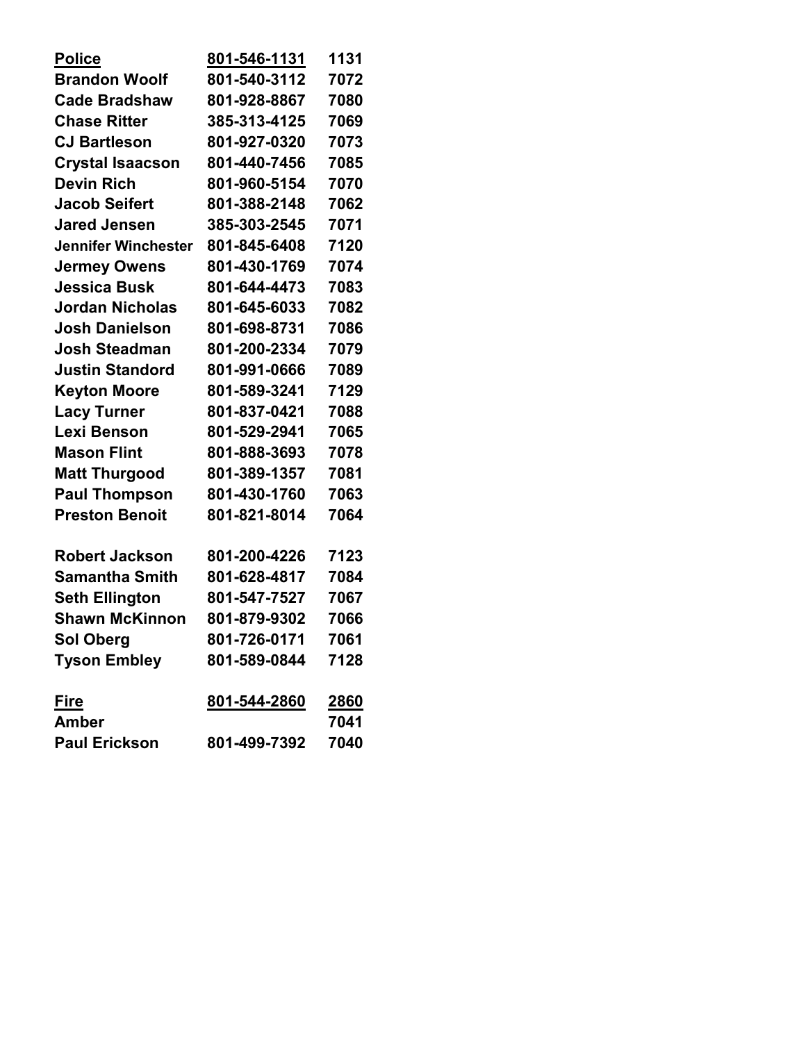| | | |
|---|---|---|
| **Police** | **801-546-1131** | **1131** |
| **Brandon Woolf** | **801-540-3112** | **7072** |
| **Cade Bradshaw** | **801-928-8867** | **7080** |
| **Chase Ritter** | **385-313-4125** | **7069** |
| **CJ Bartleson** | **801-927-0320** | **7073** |
| **Crystal Isaacson** | **801-440-7456** | **7085** |
| **Devin Rich** | **801-960-5154** | **7070** |
| **Jacob Seifert** | **801-388-2148** | **7062** |
| **Jared Jensen** | **385-303-2545** | **7071** |
| **Jennifer Winchester** | **801-845-6408** | **7120** |
| **Jermey Owens** | **801-430-1769** | **7074** |
| **Jessica Busk** | **801-644-4473** | **7083** |
| **Jordan Nicholas** | **801-645-6033** | **7082** |
| **Josh Danielson** | **801-698-8731** | **7086** |
| **Josh Steadman** | **801-200-2334** | **7079** |
| **Justin Standord** | **801-991-0666** | **7089** |
| **Keyton Moore** | **801-589-3241** | **7129** |
| **Lacy Turner** | **801-837-0421** | **7088** |
| **Lexi Benson** | **801-529-2941** | **7065** |
| **Mason Flint** | **801-888-3693** | **7078** |
| **Matt Thurgood** | **801-389-1357** | **7081** |
| **Paul Thompson** | **801-430-1760** | **7063** |
| **Preston Benoit** | **801-821-8014** | **7064** |
| **Robert Jackson** | **801-200-4226** | **7123** |
| **Samantha Smith** | **801-628-4817** | **7084** |
| **Seth Ellington** | **801-547-7527** | **7067** |
| **Shawn McKinnon** | **801-879-9302** | **7066** |
| **Sol Oberg** | **801-726-0171** | **7061** |
| **Tyson Embley** | **801-589-0844** | **7128** |
| **Fire** | **801-544-2860** | **2860** |
| **Amber** | | **7041** |
| **Paul Erickson** | **801-499-7392** | **7040** |